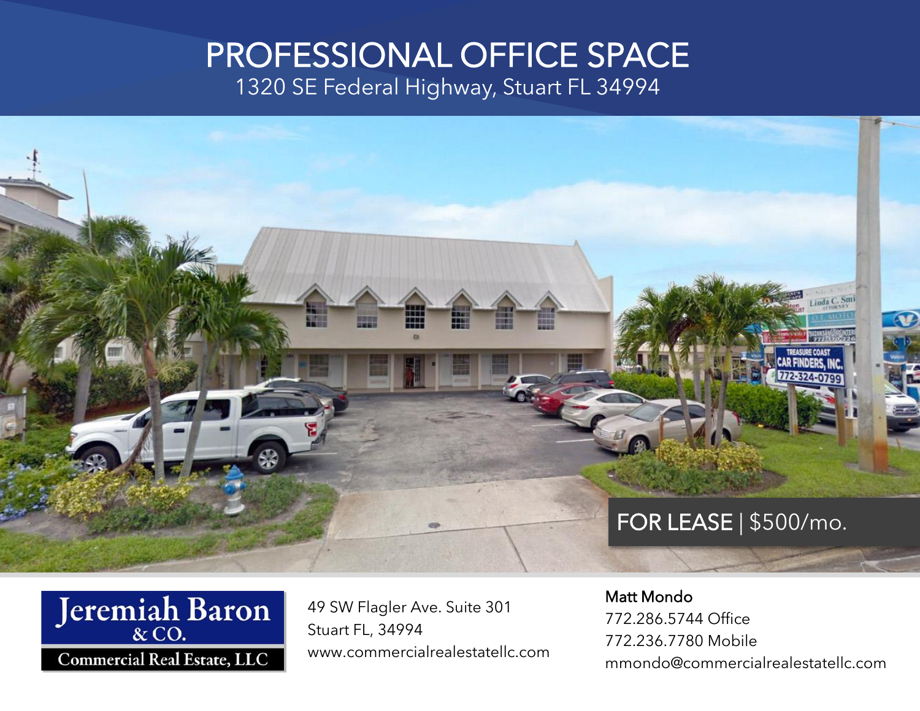# PROFESSIONAL OFFICE SPACE

1320 SE Federal Highway, Stuart FL 34994

FOR LEASE | $500/mo.

Jeremiah Baron & CO.
Commercial Real Estate, LLC

49 SW Flagler Ave. Suite 301
Stuart FL, 34994
www.commercialrealestatellc.com

Matt Mondo
772.286.5744 Office
772.236.7780 Mobile
mmondo@commercialrealestatellc.com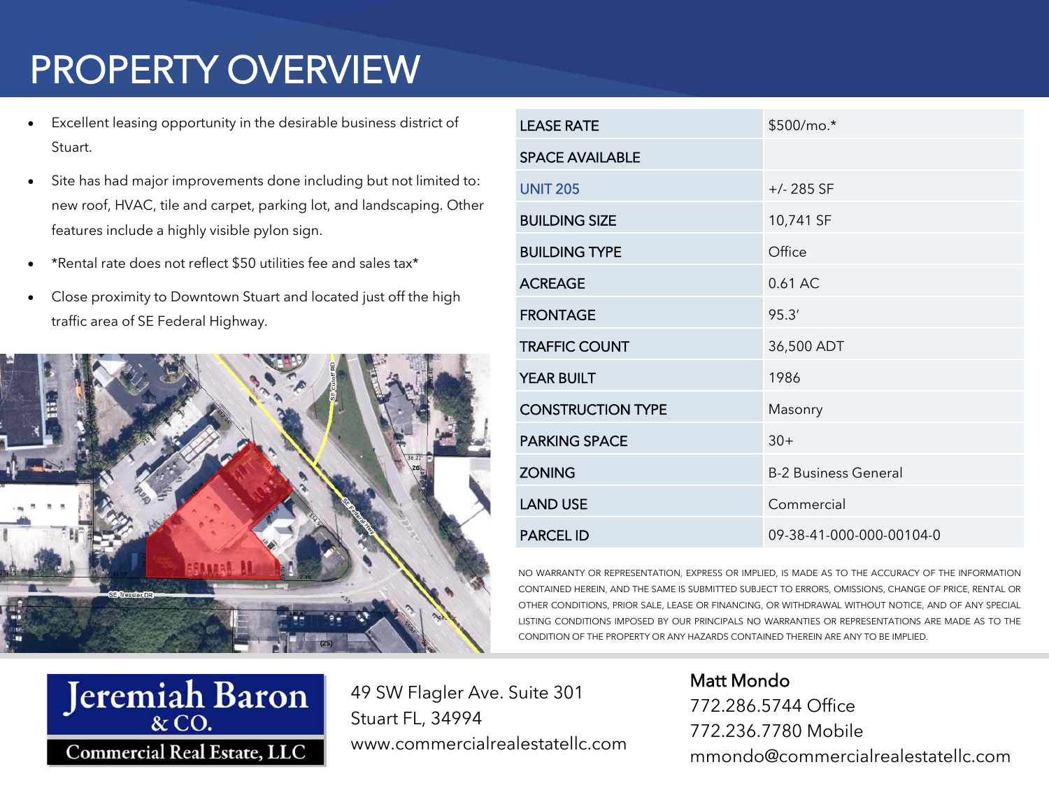# PROPERTY OVERVIEW

- Excellent leasing opportunity in the desirable business district of Stuart.
- Site has had major improvements done including but not limited to: new roof, HVAC, tile and carpet, parking lot, and landscaping. Other features include a highly visible pylon sign.
- *Rental rate does not reflect $50 utilities fee and sales tax*
- Close proximity to Downtown Stuart and located just off the high traffic area of SE Federal Highway.

| | |
|---|---|
| LEASE RATE | $500/mo.* |
| SPACE AVAILABLE | |
| UNIT 205 | +/- 285 SF |
| BUILDING SIZE | 10,741 SF |
| BUILDING TYPE | Office |
| ACREAGE | 0.61 AC |
| FRONTAGE | 95.3' |
| TRAFFIC COUNT | 36,500 ADT |
| YEAR BUILT | 1986 |
| CONSTRUCTION TYPE | Masonry |
| PARKING SPACE | 30+ |
| ZONING | B-2 Business General |
| LAND USE | Commercial |
| PARCEL ID | 09-38-41-000-000-00104-0 |

NO WARRANTY OR REPRESENTATION, EXPRESS OR IMPLIED, IS MADE AS TO THE ACCURACY OF THE INFORMATION CONTAINED HEREIN, AND THE SAME IS SUBMITTED SUBJECT TO ERRORS, OMISSIONS, CHANGE OF PRICE, RENTAL OR OTHER CONDITIONS, PRIOR SALE, LEASE OR FINANCING, OR WITHDRAWAL WITHOUT NOTICE, AND OF ANY SPECIAL LISTING CONDITIONS IMPOSED BY OUR PRINCIPALS NO WARRANTIES OR REPRESENTATIONS ARE MADE AS TO THE CONDITION OF THE PROPERTY OR ANY HAZARDS CONTAINED THEREIN ARE ANY TO BE IMPLIED.

Jeremiah Baron & CO.
Commercial Real Estate, LLC

49 SW Flagler Ave. Suite 301
Stuart FL, 34994
www.commercialrealestatellc.com

Matt Mondo
772.286.5744 Office
772.236.7780 Mobile
mmondo@commercialrealestatellc.com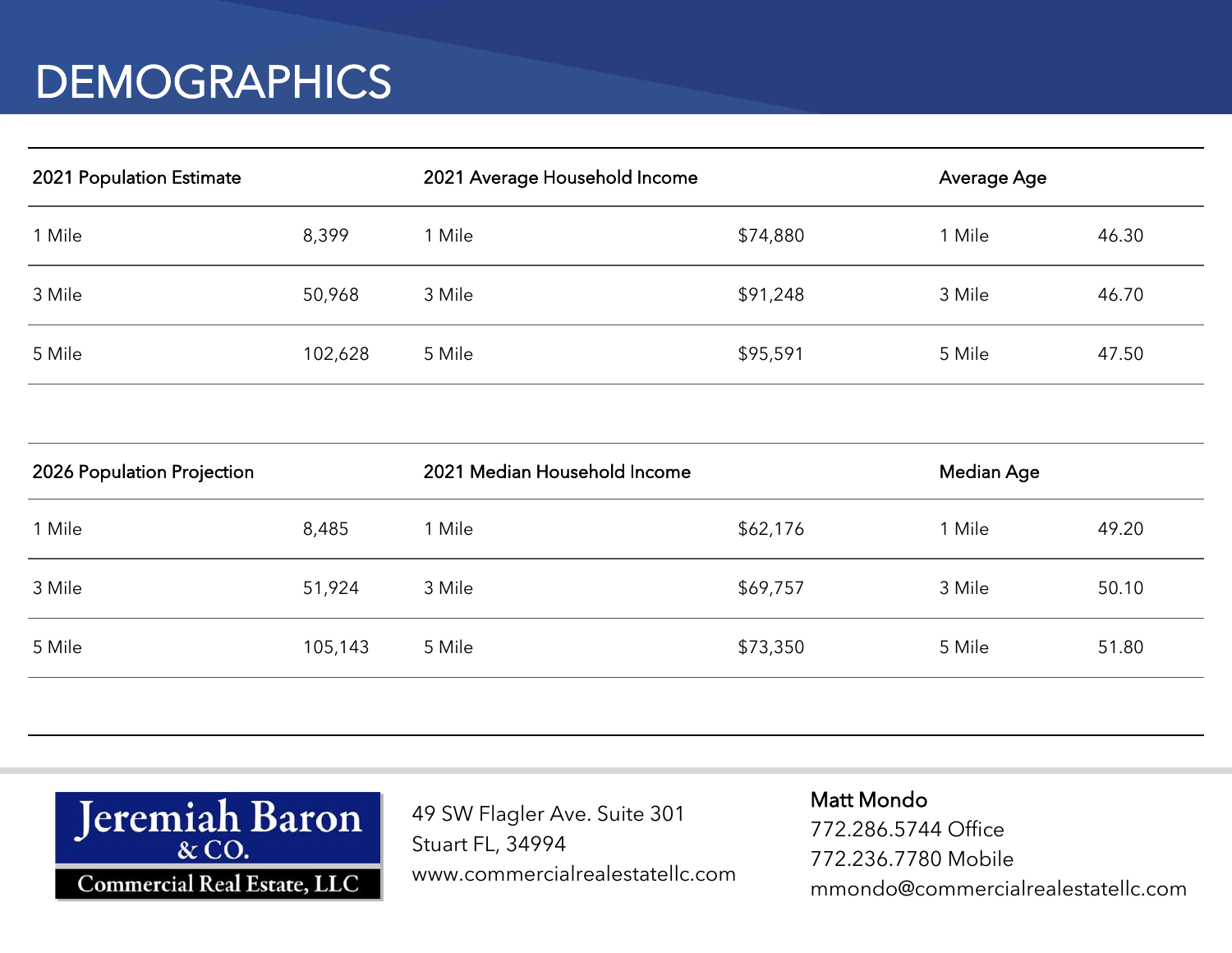# DEMOGRAPHICS

| 2021 Population Estimate | | 2021 Average Household Income | | Average Age | |
|---|---|---|---|---|---|
| 1 Mile | 8,399 | 1 Mile | $74,880 | 1 Mile | 46.30 |
| 3 Mile | 50,968 | 3 Mile | $91,248 | 3 Mile | 46.70 |
| 5 Mile | 102,628 | 5 Mile | $95,591 | 5 Mile | 47.50 |

| 2026 Population Projection | | 2021 Median Household Income | | Median Age | |
|---|---|---|---|---|---|
| 1 Mile | 8,485 | 1 Mile | $62,176 | 1 Mile | 49.20 |
| 3 Mile | 51,924 | 3 Mile | $69,757 | 3 Mile | 50.10 |
| 5 Mile | 105,143 | 5 Mile | $73,350 | 5 Mile | 51.80 |

Jeremiah Baron & CO.
Commercial Real Estate, LLC

49 SW Flagler Ave. Suite 301
Stuart FL, 34994
www.commercialrealestatellc.com

**Matt Mondo**
772.286.5744 Office
772.236.7780 Mobile
mmondo@commercialrealestatellc.com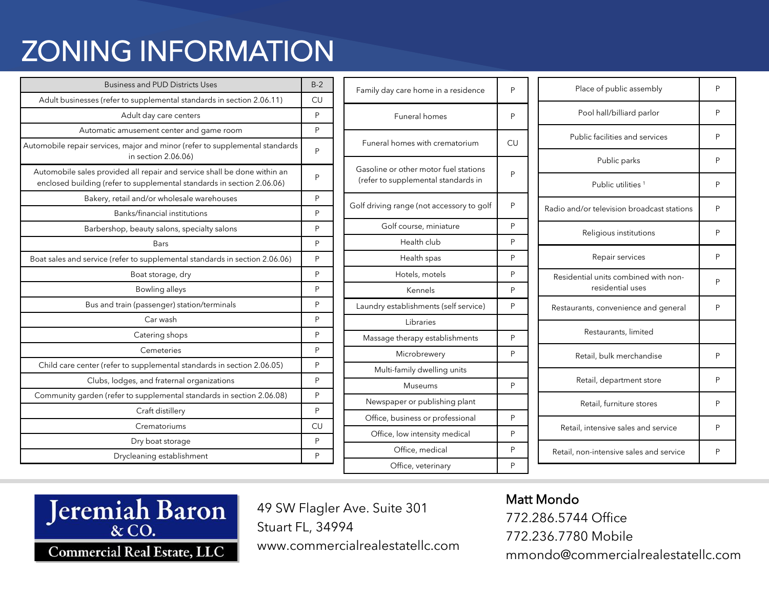# ZONING INFORMATION

| Business and PUD Districts Uses | B-2 |
| --- | --- |
| Adult businesses (refer to supplemental standards in section 2.06.11) | CU |
| Adult day care centers | P |
| Automatic amusement center and game room | P |
| Automobile repair services, major and minor (refer to supplemental standards in section 2.06.06) | P |
| Automobile sales provided all repair and service shall be done within an enclosed building (refer to supplemental standards in section 2.06.06) | P |
| Bakery, retail and/or wholesale warehouses | P |
| Banks/financial institutions | P |
| Barbershop, beauty salons, specialty salons | P |
| Bars | P |
| Boat sales and service (refer to supplemental standards in section 2.06.06) | P |
| Boat storage, dry | P |
| Bowling alleys | P |
| Bus and train (passenger) station/terminals | P |
| Car wash | P |
| Catering shops | P |
| Cemeteries | P |
| Child care center (refer to supplemental standards in section 2.06.05) | P |
| Clubs, lodges, and fraternal organizations | P |
| Community garden (refer to supplemental standards in section 2.06.08) | P |
| Craft distillery | P |
| Crematoriums | CU |
| Dry boat storage | P |
| Drycleaning establishment | P |
| Family day care home in a residence | P |
| Funeral homes | P |
| Funeral homes with crematorium | CU |
| Gasoline or other motor fuel stations (refer to supplemental standards in | P |
| Golf driving range (not accessory to golf | P |
| Golf course, miniature | P |
| Health club | P |
| Health spas | P |
| Hotels, motels | P |
| Kennels | P |
| Laundry establishments (self service) | P |
| Libraries | |
| Massage therapy establishments | P |
| Microbrewery | P |
| Multi-family dwelling units | |
| Museums | P |
| Newspaper or publishing plant | |
| Office, business or professional | P |
| Office, low intensity medical | P |
| Office, medical | P |
| Office, veterinary | P |
| Place of public assembly | P |
| Pool hall/billiard parlor | P |
| Public facilities and services | P |
| Public parks | P |
| Public utilities [1] | P |
| Radio and/or television broadcast stations | P |
| Religious institutions | P |
| Repair services | P |
| Residential units combined with non-residential uses | P |
| Restaurants, convenience and general | P |
| Restaurants, limited | |
| Retail, bulk merchandise | P |
| Retail, department store | P |
| Retail, furniture stores | P |
| Retail, intensive sales and service | P |
| Retail, non-intensive sales and service | P |

Jeremiah Baron & CO.
Commercial Real Estate, LLC

49 SW Flagler Ave. Suite 301
Stuart FL, 34994
www.commercialrealestatellc.com

**Matt Mondo**
772.286.5744 Office
772.236.7780 Mobile
mmondo@commercialrealestatellc.com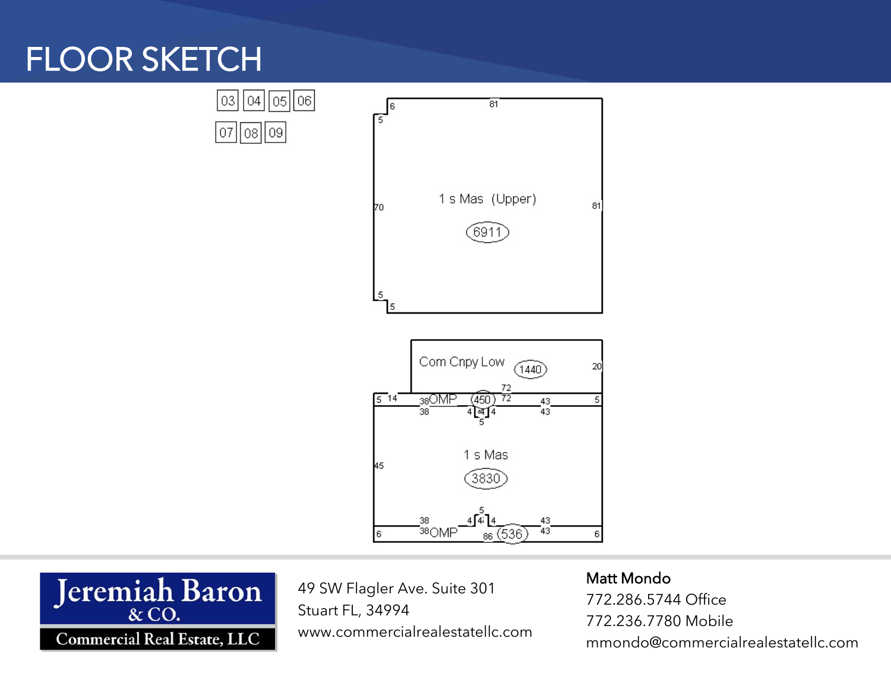# FLOOR SKETCH

03 04 05 06

07 08 09

1 s Mas (Upper)

6911

Com Cnpy Low

1440

OMP

450

1 s Mas

3830

OMP

536

Jeremiah Baron & CO.

Commercial Real Estate, LLC

49 SW Flagler Ave. Suite 301
Stuart FL, 34994
www.commercialrealestatellc.com

**Matt Mondo**
772.286.5744 Office
772.236.7780 Mobile
mmondo@commercialrealestatellc.com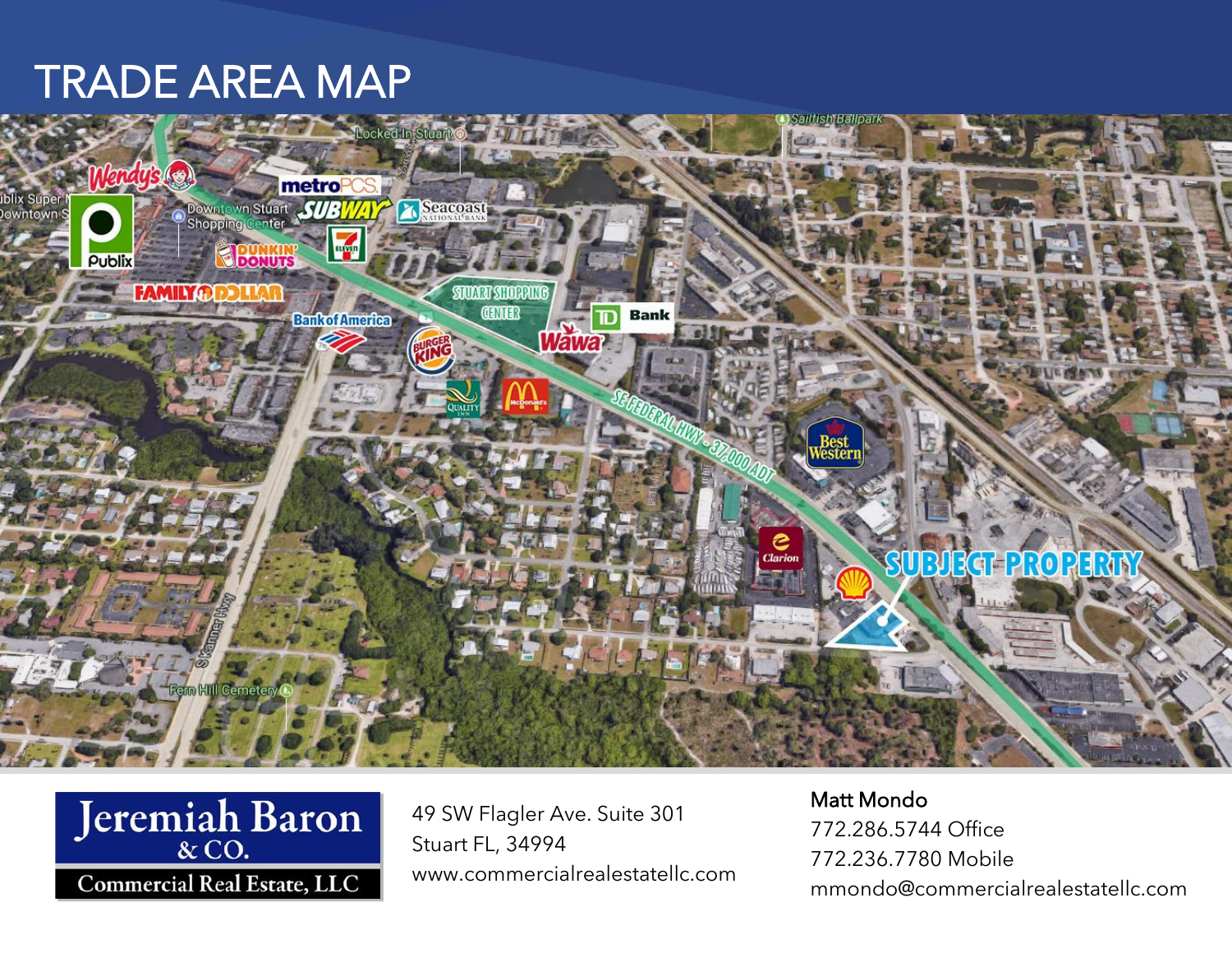# TRADE AREA MAP

Locked In Stuart

Sailfish Ballpark

Wendy's

Publix

Publix Super Market Downtown S

Downtown Stuart Shopping Center

metroPCS

SUBWAY

Seacoast National Bank

7 Eleven

Dunkin' Donuts

Family Dollar

Stuart Shopping Center

TD Bank

Bank of America

Burger King

Wawa

Quality Inn

McDonald's

SE FEDERAL HWY - 37,000 ADT

Best Western

Clarion

SUBJECT PROPERTY

S Kanner Hwy

Fern Hill Cemetery

Jeremiah Baron & CO.
Commercial Real Estate, LLC

49 SW Flagler Ave. Suite 301
Stuart FL, 34994
www.commercialrealestatellc.com

Matt Mondo
772.286.5744 Office
772.236.7780 Mobile
mmondo@commercialrealestatellc.com